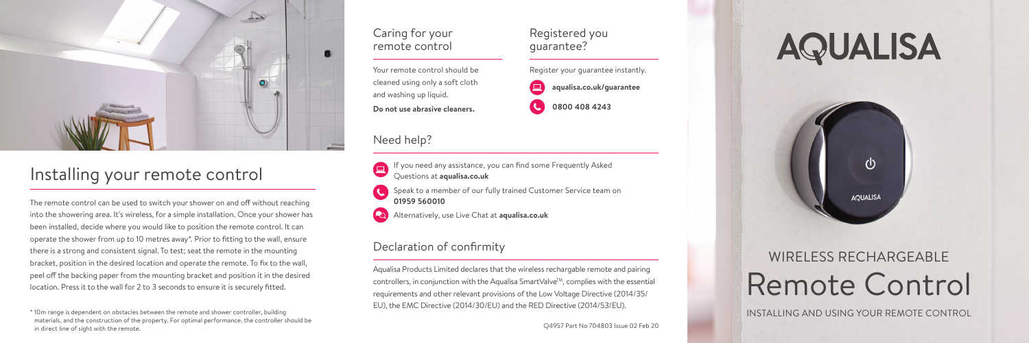# Installing your remote control

The remote control can be used to switch your shower on and off without reaching into the showering area. It's wireless, for a simple installation. Once your shower has been installed, decide where you would like to position the remote control. It can operate the shower from up to 10 metres away*. Prior to fitting to the wall, ensure there is a strong and consistent signal. To test; seat the remote in the mounting bracket, position in the desired location and operate the remote. To fix to the wall, peel off the backing paper from the mounting bracket and position it in the desired location. Press it to the wall for 2 to 3 seconds to ensure it is securely fitted.

* 10m range is dependent on obstacles between the remote and shower controller, building materials, and the construction of the property. For optimal performance, the controller should be in direct line of sight with the remote.

## Caring for your remote control

Your remote control should be cleaned using only a soft cloth and washing up liquid.

**Do not use abrasive cleaners.**

## Registered you guarantee?

Register your guarantee instantly.

**aqualisa.co.uk/guarantee**

**0800 408 4243**

## Need help?

If you need any assistance, you can find some Frequently Asked Questions at **aqualisa.co.uk**

Speak to a member of our fully trained Customer Service team on **01959 560010**

Alternatively, use Live Chat at **aqualisa.co.uk**

## Declaration of confirmity

Aqualisa Products Limited declares that the wireless rechargable remote and pairing controllers, in conjunction with the Aqualisa SmartValve™, complies with the essential requirements and other relevant provisions of the Low Voltage Directive (2014/35/EU), the EMC Directive (2014/30/EU) and the RED Directive (2014/53/EU).

Q4957 Part No 704803 Issue 02 Feb 20

# AQUALISA

WIRELESS RECHARGEABLE

# Remote Control

INSTALLING AND USING YOUR REMOTE CONTROL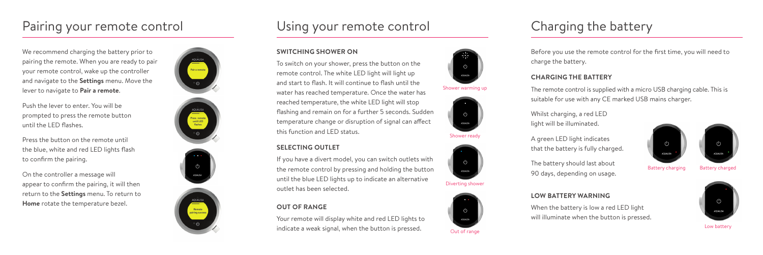## Pairing your remote control

We recommend charging the battery prior to pairing the remote. When you are ready to pair your remote control, wake up the controller and navigate to the **Settings** menu. Move the lever to navigate to **Pair a remote**.

Push the lever to enter. You will be prompted to press the remote button until the LED flashes.

Press the button on the remote until the blue, white and red LED lights flash to confirm the pairing.

On the controller a message will appear to confirm the pairing, it will then return to the **Settings** menu. To return to **Home** rotate the temperature bezel.

AQUALISA
Pair a remote

AQUALISA
Press remote until LED flashes

AQUALISA

AQUALISA
Remote pairing success

## Using your remote control

### SWITCHING SHOWER ON

To switch on your shower, press the button on the remote control. The white LED light will light up and start to flash. It will continue to flash until the water has reached temperature. Once the water has reached temperature, the white LED light will stop flashing and remain on for a further 5 seconds. Sudden temperature change or disruption of signal can affect this function and LED status.

### SELECTING OUTLET

If you have a divert model, you can switch outlets with the remote control by pressing and holding the button until the blue LED lights up to indicate an alternative outlet has been selected.

### OUT OF RANGE

Your remote will display white and red LED lights to indicate a weak signal, when the button is pressed.

Shower warming up

Shower ready

Diverting shower

Out of range

## Charging the battery

Before you use the remote control for the first time, you will need to charge the battery.

### CHARGING THE BATTERY

The remote control is supplied with a micro USB charging cable. This is suitable for use with any CE marked USB mains charger.

Whilst charging, a red LED light will be illuminated.

A green LED light indicates that the battery is fully charged.

The battery should last about 90 days, depending on usage.

Battery charging

Battery charged

### LOW BATTERY WARNING

When the battery is low a red LED light will illuminate when the button is pressed.

Low battery